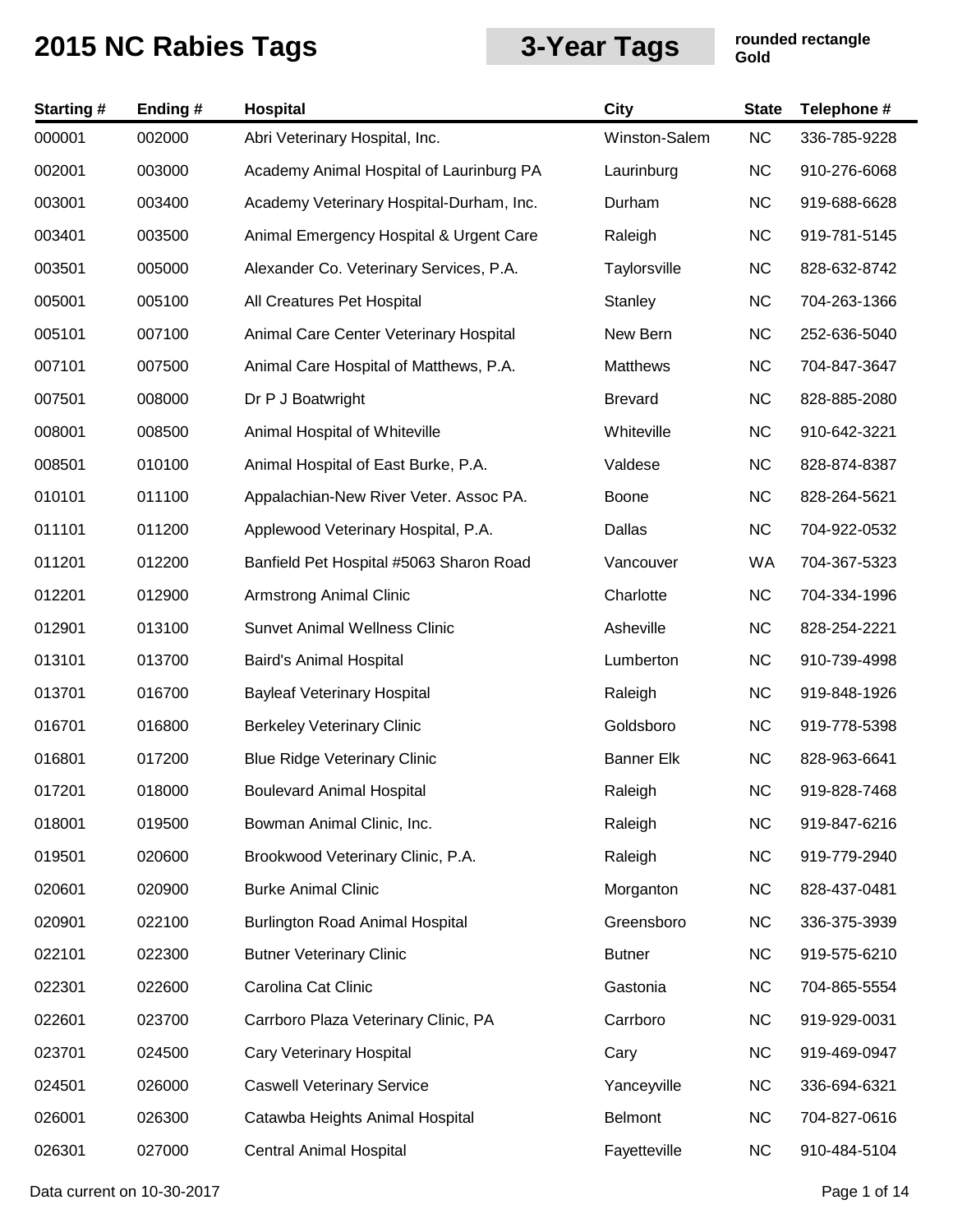# 2015 NC Rabies Tags

## 3-Year Tags

**rounded rectangle**
**Gold**

| Starting # | Ending # | Hospital | City | State | Telephone # |
|---|---|---|---|---|---|
| 000001 | 002000 | Abri Veterinary Hospital, Inc. | Winston-Salem | NC | 336-785-9228 |
| 002001 | 003000 | Academy Animal Hospital of Laurinburg PA | Laurinburg | NC | 910-276-6068 |
| 003001 | 003400 | Academy Veterinary Hospital-Durham, Inc. | Durham | NC | 919-688-6628 |
| 003401 | 003500 | Animal Emergency Hospital & Urgent Care | Raleigh | NC | 919-781-5145 |
| 003501 | 005000 | Alexander Co. Veterinary Services, P.A. | Taylorsville | NC | 828-632-8742 |
| 005001 | 005100 | All Creatures Pet Hospital | Stanley | NC | 704-263-1366 |
| 005101 | 007100 | Animal Care Center Veterinary Hospital | New Bern | NC | 252-636-5040 |
| 007101 | 007500 | Animal Care Hospital of Matthews, P.A. | Matthews | NC | 704-847-3647 |
| 007501 | 008000 | Dr P J Boatwright | Brevard | NC | 828-885-2080 |
| 008001 | 008500 | Animal Hospital of Whiteville | Whiteville | NC | 910-642-3221 |
| 008501 | 010100 | Animal Hospital of East Burke, P.A. | Valdese | NC | 828-874-8387 |
| 010101 | 011100 | Appalachian-New River Veter. Assoc PA. | Boone | NC | 828-264-5621 |
| 011101 | 011200 | Applewood Veterinary Hospital, P.A. | Dallas | NC | 704-922-0532 |
| 011201 | 012200 | Banfield Pet Hospital #5063 Sharon Road | Vancouver | WA | 704-367-5323 |
| 012201 | 012900 | Armstrong Animal Clinic | Charlotte | NC | 704-334-1996 |
| 012901 | 013100 | Sunvet Animal Wellness Clinic | Asheville | NC | 828-254-2221 |
| 013101 | 013700 | Baird's Animal Hospital | Lumberton | NC | 910-739-4998 |
| 013701 | 016700 | Bayleaf Veterinary Hospital | Raleigh | NC | 919-848-1926 |
| 016701 | 016800 | Berkeley Veterinary Clinic | Goldsboro | NC | 919-778-5398 |
| 016801 | 017200 | Blue Ridge Veterinary Clinic | Banner Elk | NC | 828-963-6641 |
| 017201 | 018000 | Boulevard Animal Hospital | Raleigh | NC | 919-828-7468 |
| 018001 | 019500 | Bowman Animal Clinic, Inc. | Raleigh | NC | 919-847-6216 |
| 019501 | 020600 | Brookwood Veterinary Clinic, P.A. | Raleigh | NC | 919-779-2940 |
| 020601 | 020900 | Burke Animal Clinic | Morganton | NC | 828-437-0481 |
| 020901 | 022100 | Burlington Road Animal Hospital | Greensboro | NC | 336-375-3939 |
| 022101 | 022300 | Butner Veterinary Clinic | Butner | NC | 919-575-6210 |
| 022301 | 022600 | Carolina Cat Clinic | Gastonia | NC | 704-865-5554 |
| 022601 | 023700 | Carrboro Plaza Veterinary Clinic, PA | Carrboro | NC | 919-929-0031 |
| 023701 | 024500 | Cary Veterinary Hospital | Cary | NC | 919-469-0947 |
| 024501 | 026000 | Caswell Veterinary Service | Yanceyville | NC | 336-694-6321 |
| 026001 | 026300 | Catawba Heights Animal Hospital | Belmont | NC | 704-827-0616 |
| 026301 | 027000 | Central Animal Hospital | Fayetteville | NC | 910-484-5104 |

Data current on 10-30-2017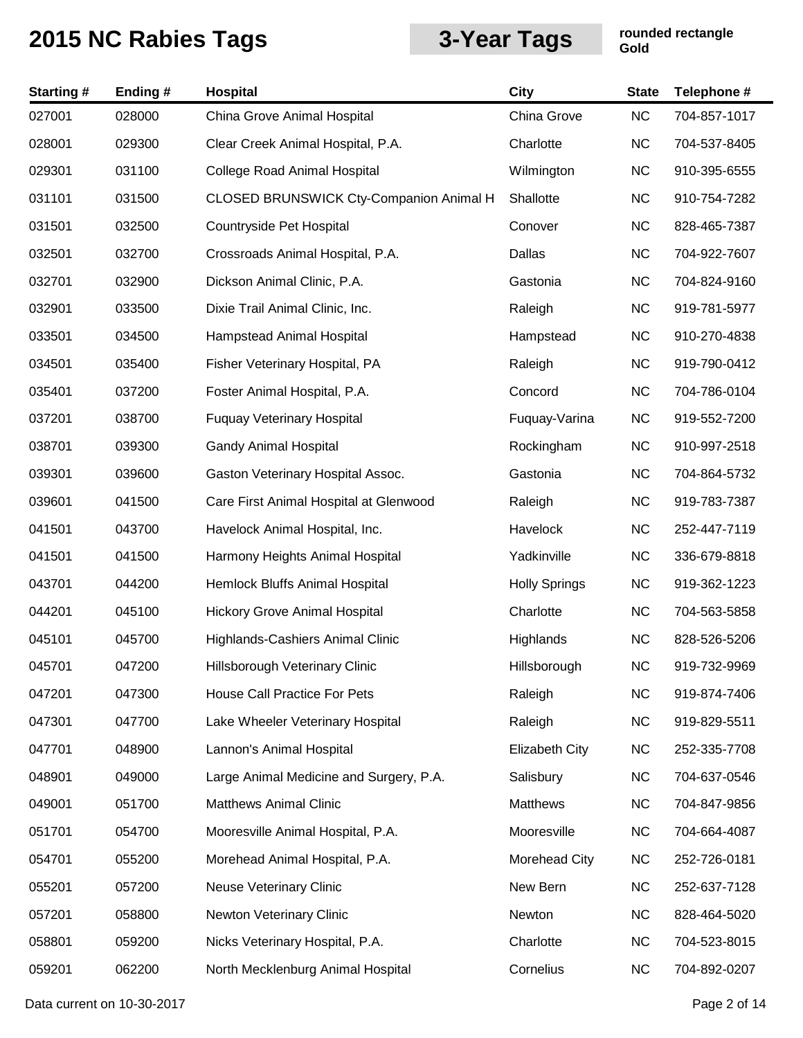# 2015 NC Rabies Tags

## 3-Year Tags

**rounded rectangle**
**Gold**

| Starting # | Ending # | Hospital | City | State | Telephone # |
|---|---|---|---|---|---|
| 027001 | 028000 | China Grove Animal Hospital | China Grove | NC | 704-857-1017 |
| 028001 | 029300 | Clear Creek Animal Hospital, P.A. | Charlotte | NC | 704-537-8405 |
| 029301 | 031100 | College Road Animal Hospital | Wilmington | NC | 910-395-6555 |
| 031101 | 031500 | CLOSED BRUNSWICK Cty-Companion Animal H | Shallotte | NC | 910-754-7282 |
| 031501 | 032500 | Countryside Pet Hospital | Conover | NC | 828-465-7387 |
| 032501 | 032700 | Crossroads Animal Hospital, P.A. | Dallas | NC | 704-922-7607 |
| 032701 | 032900 | Dickson Animal Clinic, P.A. | Gastonia | NC | 704-824-9160 |
| 032901 | 033500 | Dixie Trail Animal Clinic, Inc. | Raleigh | NC | 919-781-5977 |
| 033501 | 034500 | Hampstead Animal Hospital | Hampstead | NC | 910-270-4838 |
| 034501 | 035400 | Fisher Veterinary Hospital, PA | Raleigh | NC | 919-790-0412 |
| 035401 | 037200 | Foster Animal Hospital, P.A. | Concord | NC | 704-786-0104 |
| 037201 | 038700 | Fuquay Veterinary Hospital | Fuquay-Varina | NC | 919-552-7200 |
| 038701 | 039300 | Gandy Animal Hospital | Rockingham | NC | 910-997-2518 |
| 039301 | 039600 | Gaston Veterinary Hospital Assoc. | Gastonia | NC | 704-864-5732 |
| 039601 | 041500 | Care First Animal Hospital at Glenwood | Raleigh | NC | 919-783-7387 |
| 041501 | 043700 | Havelock Animal Hospital, Inc. | Havelock | NC | 252-447-7119 |
| 041501 | 041500 | Harmony Heights Animal Hospital | Yadkinville | NC | 336-679-8818 |
| 043701 | 044200 | Hemlock Bluffs Animal Hospital | Holly Springs | NC | 919-362-1223 |
| 044201 | 045100 | Hickory Grove Animal Hospital | Charlotte | NC | 704-563-5858 |
| 045101 | 045700 | Highlands-Cashiers Animal Clinic | Highlands | NC | 828-526-5206 |
| 045701 | 047200 | Hillsborough Veterinary Clinic | Hillsborough | NC | 919-732-9969 |
| 047201 | 047300 | House Call Practice For Pets | Raleigh | NC | 919-874-7406 |
| 047301 | 047700 | Lake Wheeler Veterinary Hospital | Raleigh | NC | 919-829-5511 |
| 047701 | 048900 | Lannon's Animal Hospital | Elizabeth City | NC | 252-335-7708 |
| 048901 | 049000 | Large Animal Medicine and Surgery, P.A. | Salisbury | NC | 704-637-0546 |
| 049001 | 051700 | Matthews Animal Clinic | Matthews | NC | 704-847-9856 |
| 051701 | 054700 | Mooresville Animal Hospital, P.A. | Mooresville | NC | 704-664-4087 |
| 054701 | 055200 | Morehead Animal Hospital, P.A. | Morehead City | NC | 252-726-0181 |
| 055201 | 057200 | Neuse Veterinary Clinic | New Bern | NC | 252-637-7128 |
| 057201 | 058800 | Newton Veterinary Clinic | Newton | NC | 828-464-5020 |
| 058801 | 059200 | Nicks Veterinary Hospital, P.A. | Charlotte | NC | 704-523-8015 |
| 059201 | 062200 | North Mecklenburg Animal Hospital | Cornelius | NC | 704-892-0207 |

Data current on 10-30-2017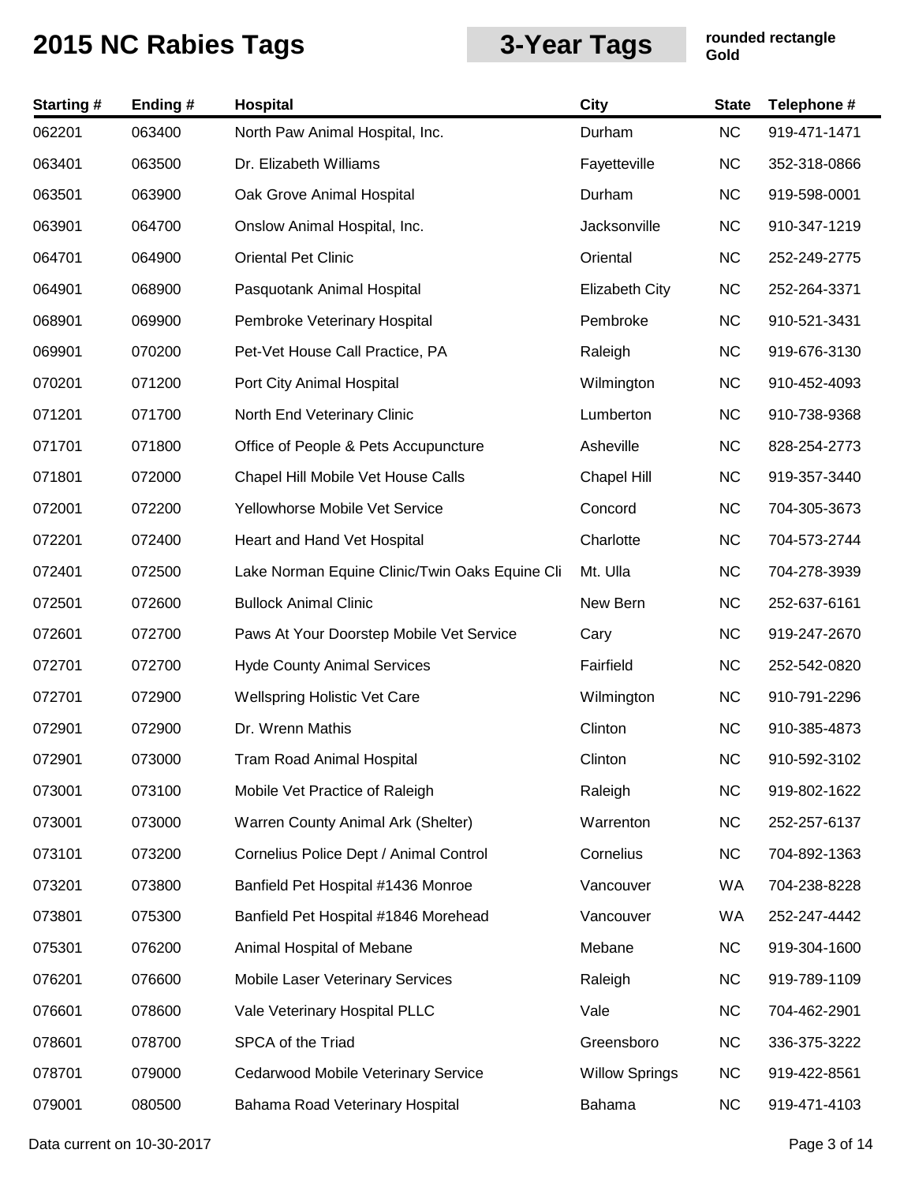# 2015 NC Rabies Tags

**3-Year Tags**

**rounded rectangle Gold**

| Starting # | Ending # | Hospital | City | State | Telephone # |
|---|---|---|---|---|---|
| 062201 | 063400 | North Paw Animal Hospital, Inc. | Durham | NC | 919-471-1471 |
| 063401 | 063500 | Dr. Elizabeth Williams | Fayetteville | NC | 352-318-0866 |
| 063501 | 063900 | Oak Grove Animal Hospital | Durham | NC | 919-598-0001 |
| 063901 | 064700 | Onslow Animal Hospital, Inc. | Jacksonville | NC | 910-347-1219 |
| 064701 | 064900 | Oriental Pet Clinic | Oriental | NC | 252-249-2775 |
| 064901 | 068900 | Pasquotank Animal Hospital | Elizabeth City | NC | 252-264-3371 |
| 068901 | 069900 | Pembroke Veterinary Hospital | Pembroke | NC | 910-521-3431 |
| 069901 | 070200 | Pet-Vet House Call Practice, PA | Raleigh | NC | 919-676-3130 |
| 070201 | 071200 | Port City Animal Hospital | Wilmington | NC | 910-452-4093 |
| 071201 | 071700 | North End Veterinary Clinic | Lumberton | NC | 910-738-9368 |
| 071701 | 071800 | Office of People & Pets Accupuncture | Asheville | NC | 828-254-2773 |
| 071801 | 072000 | Chapel Hill Mobile Vet House Calls | Chapel Hill | NC | 919-357-3440 |
| 072001 | 072200 | Yellowhorse Mobile Vet Service | Concord | NC | 704-305-3673 |
| 072201 | 072400 | Heart and Hand Vet Hospital | Charlotte | NC | 704-573-2744 |
| 072401 | 072500 | Lake Norman Equine Clinic/Twin Oaks Equine Cli | Mt. Ulla | NC | 704-278-3939 |
| 072501 | 072600 | Bullock Animal Clinic | New Bern | NC | 252-637-6161 |
| 072601 | 072700 | Paws At Your Doorstep Mobile Vet Service | Cary | NC | 919-247-2670 |
| 072701 | 072700 | Hyde County Animal Services | Fairfield | NC | 252-542-0820 |
| 072701 | 072900 | Wellspring Holistic Vet Care | Wilmington | NC | 910-791-2296 |
| 072901 | 072900 | Dr. Wrenn Mathis | Clinton | NC | 910-385-4873 |
| 072901 | 073000 | Tram Road Animal Hospital | Clinton | NC | 910-592-3102 |
| 073001 | 073100 | Mobile Vet Practice of Raleigh | Raleigh | NC | 919-802-1622 |
| 073001 | 073000 | Warren County Animal Ark (Shelter) | Warrenton | NC | 252-257-6137 |
| 073101 | 073200 | Cornelius Police Dept / Animal Control | Cornelius | NC | 704-892-1363 |
| 073201 | 073800 | Banfield Pet Hospital #1436 Monroe | Vancouver | WA | 704-238-8228 |
| 073801 | 075300 | Banfield Pet Hospital #1846 Morehead | Vancouver | WA | 252-247-4442 |
| 075301 | 076200 | Animal Hospital of Mebane | Mebane | NC | 919-304-1600 |
| 076201 | 076600 | Mobile Laser Veterinary Services | Raleigh | NC | 919-789-1109 |
| 076601 | 078600 | Vale Veterinary Hospital PLLC | Vale | NC | 704-462-2901 |
| 078601 | 078700 | SPCA of the Triad | Greensboro | NC | 336-375-3222 |
| 078701 | 079000 | Cedarwood Mobile Veterinary Service | Willow Springs | NC | 919-422-8561 |
| 079001 | 080500 | Bahama Road Veterinary Hospital | Bahama | NC | 919-471-4103 |

Data current on 10-30-2017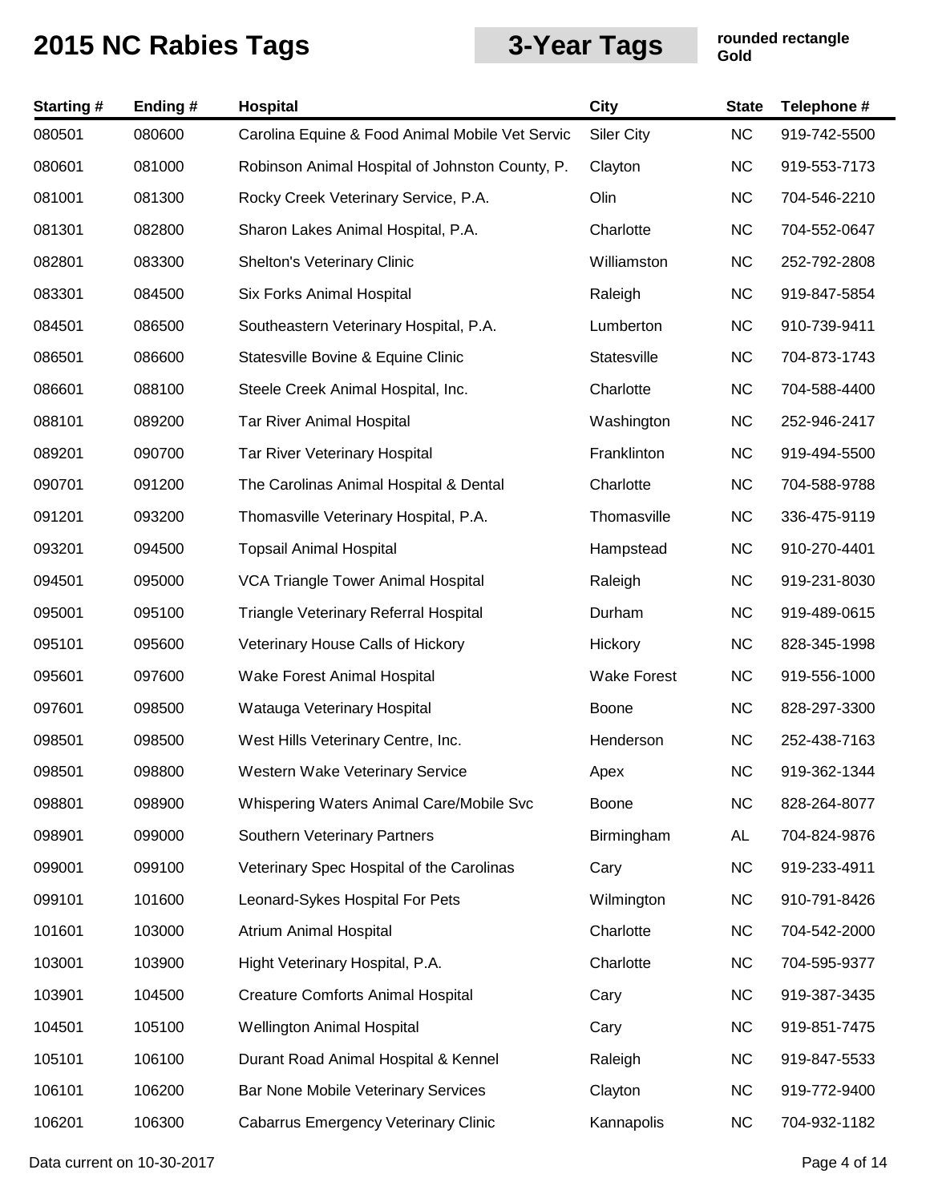# 2015 NC Rabies Tags

## 3-Year Tags

**rounded rectangle**
**Gold**

| Starting # | Ending # | Hospital | City | State | Telephone # |
|---|---|---|---|---|---|
| 080501 | 080600 | Carolina Equine & Food Animal Mobile Vet Servic | Siler City | NC | 919-742-5500 |
| 080601 | 081000 | Robinson Animal Hospital of Johnston County, P. | Clayton | NC | 919-553-7173 |
| 081001 | 081300 | Rocky Creek Veterinary Service, P.A. | Olin | NC | 704-546-2210 |
| 081301 | 082800 | Sharon Lakes Animal Hospital, P.A. | Charlotte | NC | 704-552-0647 |
| 082801 | 083300 | Shelton's Veterinary Clinic | Williamston | NC | 252-792-2808 |
| 083301 | 084500 | Six Forks Animal Hospital | Raleigh | NC | 919-847-5854 |
| 084501 | 086500 | Southeastern Veterinary Hospital, P.A. | Lumberton | NC | 910-739-9411 |
| 086501 | 086600 | Statesville Bovine & Equine Clinic | Statesville | NC | 704-873-1743 |
| 086601 | 088100 | Steele Creek Animal Hospital, Inc. | Charlotte | NC | 704-588-4400 |
| 088101 | 089200 | Tar River Animal Hospital | Washington | NC | 252-946-2417 |
| 089201 | 090700 | Tar River Veterinary Hospital | Franklinton | NC | 919-494-5500 |
| 090701 | 091200 | The Carolinas Animal Hospital & Dental | Charlotte | NC | 704-588-9788 |
| 091201 | 093200 | Thomasville Veterinary Hospital, P.A. | Thomasville | NC | 336-475-9119 |
| 093201 | 094500 | Topsail Animal Hospital | Hampstead | NC | 910-270-4401 |
| 094501 | 095000 | VCA Triangle Tower Animal Hospital | Raleigh | NC | 919-231-8030 |
| 095001 | 095100 | Triangle Veterinary Referral Hospital | Durham | NC | 919-489-0615 |
| 095101 | 095600 | Veterinary House Calls of Hickory | Hickory | NC | 828-345-1998 |
| 095601 | 097600 | Wake Forest Animal Hospital | Wake Forest | NC | 919-556-1000 |
| 097601 | 098500 | Watauga Veterinary Hospital | Boone | NC | 828-297-3300 |
| 098501 | 098500 | West Hills Veterinary Centre, Inc. | Henderson | NC | 252-438-7163 |
| 098501 | 098800 | Western Wake Veterinary Service | Apex | NC | 919-362-1344 |
| 098801 | 098900 | Whispering Waters Animal Care/Mobile Svc | Boone | NC | 828-264-8077 |
| 098901 | 099000 | Southern Veterinary Partners | Birmingham | AL | 704-824-9876 |
| 099001 | 099100 | Veterinary Spec Hospital of the Carolinas | Cary | NC | 919-233-4911 |
| 099101 | 101600 | Leonard-Sykes Hospital For Pets | Wilmington | NC | 910-791-8426 |
| 101601 | 103000 | Atrium Animal Hospital | Charlotte | NC | 704-542-2000 |
| 103001 | 103900 | Hight Veterinary Hospital, P.A. | Charlotte | NC | 704-595-9377 |
| 103901 | 104500 | Creature Comforts Animal Hospital | Cary | NC | 919-387-3435 |
| 104501 | 105100 | Wellington Animal Hospital | Cary | NC | 919-851-7475 |
| 105101 | 106100 | Durant Road Animal Hospital & Kennel | Raleigh | NC | 919-847-5533 |
| 106101 | 106200 | Bar None Mobile Veterinary Services | Clayton | NC | 919-772-9400 |
| 106201 | 106300 | Cabarrus Emergency Veterinary Clinic | Kannapolis | NC | 704-932-1182 |

Data current on 10-30-2017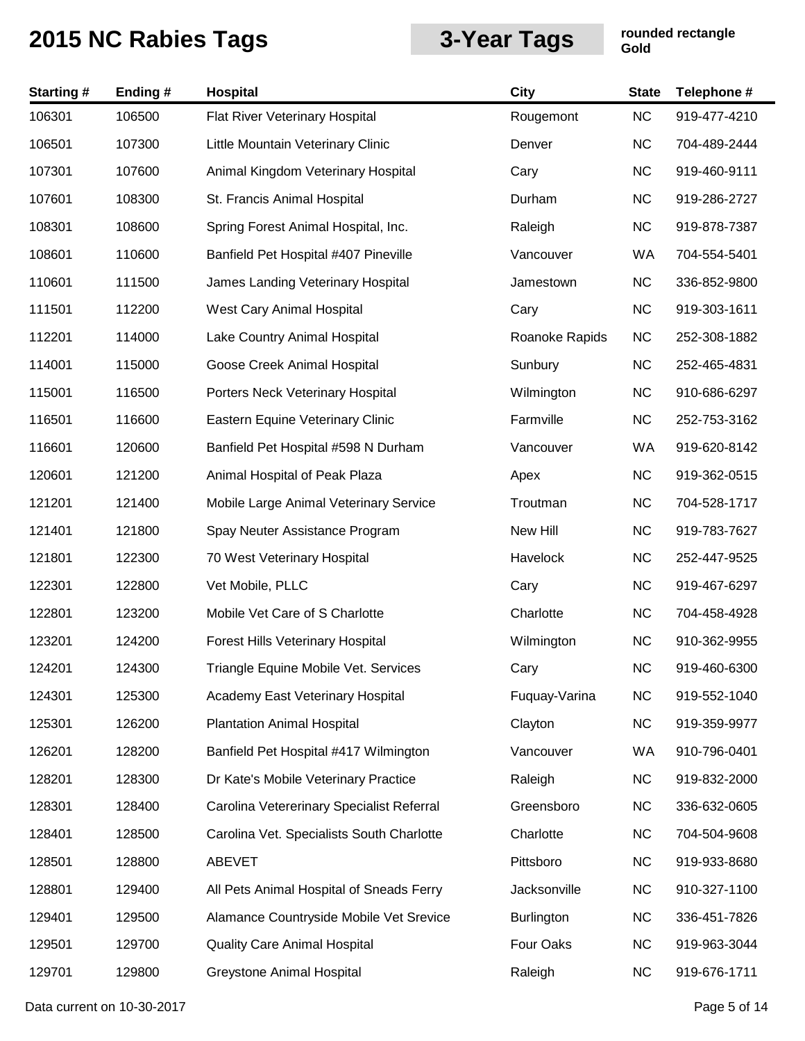# 2015 NC Rabies Tags

**3-Year Tags**

**rounded rectangle Gold**

| Starting # | Ending # | Hospital | City | State | Telephone # |
|---|---|---|---|---|---|
| 106301 | 106500 | Flat River Veterinary Hospital | Rougemont | NC | 919-477-4210 |
| 106501 | 107300 | Little Mountain Veterinary Clinic | Denver | NC | 704-489-2444 |
| 107301 | 107600 | Animal Kingdom Veterinary Hospital | Cary | NC | 919-460-9111 |
| 107601 | 108300 | St. Francis Animal Hospital | Durham | NC | 919-286-2727 |
| 108301 | 108600 | Spring Forest Animal Hospital, Inc. | Raleigh | NC | 919-878-7387 |
| 108601 | 110600 | Banfield Pet Hospital #407 Pineville | Vancouver | WA | 704-554-5401 |
| 110601 | 111500 | James Landing Veterinary Hospital | Jamestown | NC | 336-852-9800 |
| 111501 | 112200 | West Cary Animal Hospital | Cary | NC | 919-303-1611 |
| 112201 | 114000 | Lake Country Animal Hospital | Roanoke Rapids | NC | 252-308-1882 |
| 114001 | 115000 | Goose Creek Animal Hospital | Sunbury | NC | 252-465-4831 |
| 115001 | 116500 | Porters Neck Veterinary Hospital | Wilmington | NC | 910-686-6297 |
| 116501 | 116600 | Eastern Equine Veterinary Clinic | Farmville | NC | 252-753-3162 |
| 116601 | 120600 | Banfield Pet Hospital #598 N Durham | Vancouver | WA | 919-620-8142 |
| 120601 | 121200 | Animal Hospital of Peak Plaza | Apex | NC | 919-362-0515 |
| 121201 | 121400 | Mobile Large Animal Veterinary Service | Troutman | NC | 704-528-1717 |
| 121401 | 121800 | Spay Neuter Assistance Program | New Hill | NC | 919-783-7627 |
| 121801 | 122300 | 70 West Veterinary Hospital | Havelock | NC | 252-447-9525 |
| 122301 | 122800 | Vet Mobile, PLLC | Cary | NC | 919-467-6297 |
| 122801 | 123200 | Mobile Vet Care of S Charlotte | Charlotte | NC | 704-458-4928 |
| 123201 | 124200 | Forest Hills Veterinary Hospital | Wilmington | NC | 910-362-9955 |
| 124201 | 124300 | Triangle Equine Mobile Vet. Services | Cary | NC | 919-460-6300 |
| 124301 | 125300 | Academy East Veterinary Hospital | Fuquay-Varina | NC | 919-552-1040 |
| 125301 | 126200 | Plantation Animal Hospital | Clayton | NC | 919-359-9977 |
| 126201 | 128200 | Banfield Pet Hospital #417 Wilmington | Vancouver | WA | 910-796-0401 |
| 128201 | 128300 | Dr Kate's Mobile Veterinary Practice | Raleigh | NC | 919-832-2000 |
| 128301 | 128400 | Carolina Vetererinary Specialist Referral | Greensboro | NC | 336-632-0605 |
| 128401 | 128500 | Carolina Vet. Specialists South Charlotte | Charlotte | NC | 704-504-9608 |
| 128501 | 128800 | ABEVET | Pittsboro | NC | 919-933-8680 |
| 128801 | 129400 | All Pets Animal Hospital of Sneads Ferry | Jacksonville | NC | 910-327-1100 |
| 129401 | 129500 | Alamance Countryside Mobile Vet Srevice | Burlington | NC | 336-451-7826 |
| 129501 | 129700 | Quality Care Animal Hospital | Four Oaks | NC | 919-963-3044 |
| 129701 | 129800 | Greystone Animal Hospital | Raleigh | NC | 919-676-1711 |

Data current on 10-30-2017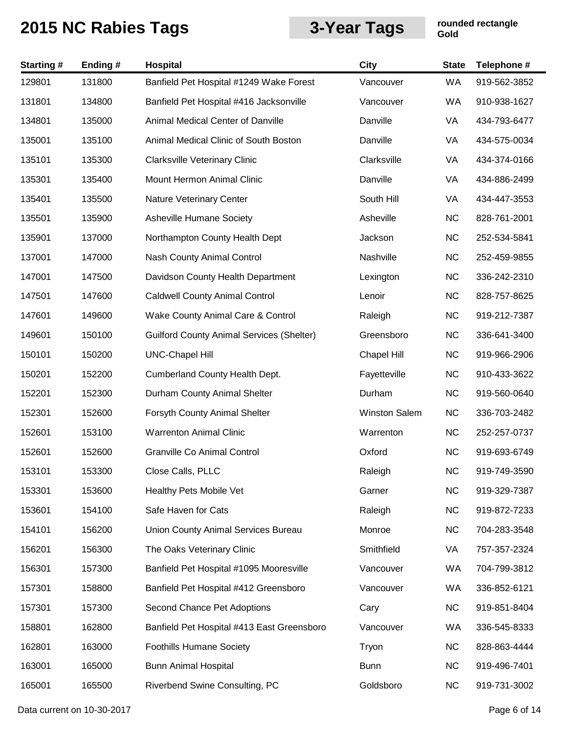# 2015 NC Rabies Tags

**3-Year Tags**

**rounded rectangle**
**Gold**

| Starting # | Ending # | Hospital | City | State | Telephone # |
|---|---|---|---|---|---|
| 129801 | 131800 | Banfield Pet Hospital #1249 Wake Forest | Vancouver | WA | 919-562-3852 |
| 131801 | 134800 | Banfield Pet Hospital #416 Jacksonville | Vancouver | WA | 910-938-1627 |
| 134801 | 135000 | Animal Medical Center of Danville | Danville | VA | 434-793-6477 |
| 135001 | 135100 | Animal Medical Clinic of South Boston | Danville | VA | 434-575-0034 |
| 135101 | 135300 | Clarksville Veterinary Clinic | Clarksville | VA | 434-374-0166 |
| 135301 | 135400 | Mount Hermon Animal Clinic | Danville | VA | 434-886-2499 |
| 135401 | 135500 | Nature Veterinary Center | South Hill | VA | 434-447-3553 |
| 135501 | 135900 | Asheville Humane Society | Asheville | NC | 828-761-2001 |
| 135901 | 137000 | Northampton County Health Dept | Jackson | NC | 252-534-5841 |
| 137001 | 147000 | Nash County Animal Control | Nashville | NC | 252-459-9855 |
| 147001 | 147500 | Davidson County Health Department | Lexington | NC | 336-242-2310 |
| 147501 | 147600 | Caldwell County Animal Control | Lenoir | NC | 828-757-8625 |
| 147601 | 149600 | Wake County Animal Care & Control | Raleigh | NC | 919-212-7387 |
| 149601 | 150100 | Guilford County Animal Services (Shelter) | Greensboro | NC | 336-641-3400 |
| 150101 | 150200 | UNC-Chapel Hill | Chapel Hill | NC | 919-966-2906 |
| 150201 | 152200 | Cumberland County Health Dept. | Fayetteville | NC | 910-433-3622 |
| 152201 | 152300 | Durham County Animal Shelter | Durham | NC | 919-560-0640 |
| 152301 | 152600 | Forsyth County Animal Shelter | Winston Salem | NC | 336-703-2482 |
| 152601 | 153100 | Warrenton Animal Clinic | Warrenton | NC | 252-257-0737 |
| 152601 | 152600 | Granville Co Animal Control | Oxford | NC | 919-693-6749 |
| 153101 | 153300 | Close Calls, PLLC | Raleigh | NC | 919-749-3590 |
| 153301 | 153600 | Healthy Pets Mobile Vet | Garner | NC | 919-329-7387 |
| 153601 | 154100 | Safe Haven for Cats | Raleigh | NC | 919-872-7233 |
| 154101 | 156200 | Union County Animal Services Bureau | Monroe | NC | 704-283-3548 |
| 156201 | 156300 | The Oaks Veterinary Clinic | Smithfield | VA | 757-357-2324 |
| 156301 | 157300 | Banfield Pet Hospital #1095 Mooresville | Vancouver | WA | 704-799-3812 |
| 157301 | 158800 | Banfield Pet Hospital #412 Greensboro | Vancouver | WA | 336-852-6121 |
| 157301 | 157300 | Second Chance Pet Adoptions | Cary | NC | 919-851-8404 |
| 158801 | 162800 | Banfield Pet Hospital #413 East Greensboro | Vancouver | WA | 336-545-8333 |
| 162801 | 163000 | Foothills Humane Society | Tryon | NC | 828-863-4444 |
| 163001 | 165000 | Bunn Animal Hospital | Bunn | NC | 919-496-7401 |
| 165001 | 165500 | Riverbend Swine Consulting, PC | Goldsboro | NC | 919-731-3002 |

Data current on 10-30-2017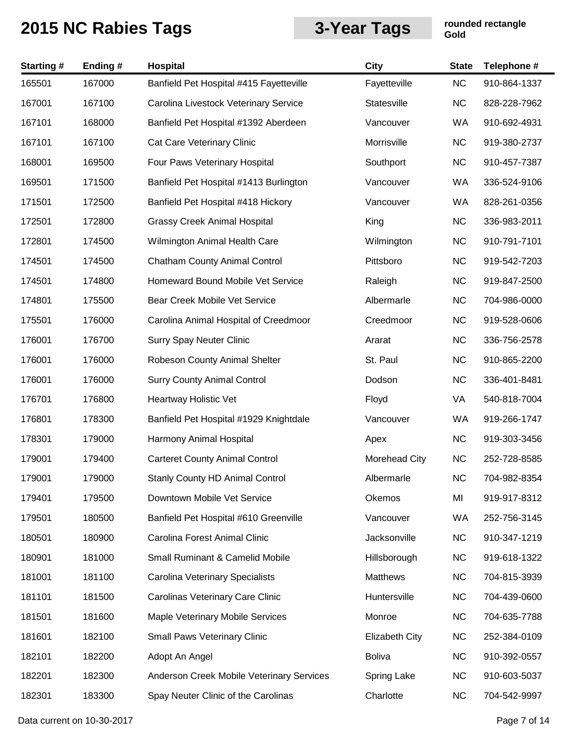# 2015 NC Rabies Tags

## 3-Year Tags

**rounded rectangle**
**Gold**

| Starting # | Ending # | Hospital | City | State | Telephone # |
|---|---|---|---|---|---|
| 165501 | 167000 | Banfield Pet Hospital #415 Fayetteville | Fayetteville | NC | 910-864-1337 |
| 167001 | 167100 | Carolina Livestock Veterinary Service | Statesville | NC | 828-228-7962 |
| 167101 | 168000 | Banfield Pet Hospital #1392 Aberdeen | Vancouver | WA | 910-692-4931 |
| 167101 | 167100 | Cat Care Veterinary Clinic | Morrisville | NC | 919-380-2737 |
| 168001 | 169500 | Four Paws Veterinary Hospital | Southport | NC | 910-457-7387 |
| 169501 | 171500 | Banfield Pet Hospital #1413 Burlington | Vancouver | WA | 336-524-9106 |
| 171501 | 172500 | Banfield Pet Hospital #418 Hickory | Vancouver | WA | 828-261-0356 |
| 172501 | 172800 | Grassy Creek Animal Hospital | King | NC | 336-983-2011 |
| 172801 | 174500 | Wilmington Animal Health Care | Wilmington | NC | 910-791-7101 |
| 174501 | 174500 | Chatham County Animal Control | Pittsboro | NC | 919-542-7203 |
| 174501 | 174800 | Homeward Bound Mobile Vet Service | Raleigh | NC | 919-847-2500 |
| 174801 | 175500 | Bear Creek Mobile Vet Service | Albermarle | NC | 704-986-0000 |
| 175501 | 176000 | Carolina Animal Hospital of Creedmoor | Creedmoor | NC | 919-528-0606 |
| 176001 | 176700 | Surry Spay Neuter Clinic | Ararat | NC | 336-756-2578 |
| 176001 | 176000 | Robeson County Animal Shelter | St. Paul | NC | 910-865-2200 |
| 176001 | 176000 | Surry County Animal Control | Dodson | NC | 336-401-8481 |
| 176701 | 176800 | Heartway Holistic Vet | Floyd | VA | 540-818-7004 |
| 176801 | 178300 | Banfield Pet Hospital #1929 Knightdale | Vancouver | WA | 919-266-1747 |
| 178301 | 179000 | Harmony Animal Hospital | Apex | NC | 919-303-3456 |
| 179001 | 179400 | Carteret County Animal Control | Morehead City | NC | 252-728-8585 |
| 179001 | 179000 | Stanly County HD Animal Control | Albermarle | NC | 704-982-8354 |
| 179401 | 179500 | Downtown Mobile Vet Service | Okemos | MI | 919-917-8312 |
| 179501 | 180500 | Banfield Pet Hospital #610 Greenville | Vancouver | WA | 252-756-3145 |
| 180501 | 180900 | Carolina Forest Animal Clinic | Jacksonville | NC | 910-347-1219 |
| 180901 | 181000 | Small Ruminant & Camelid Mobile | Hillsborough | NC | 919-618-1322 |
| 181001 | 181100 | Carolina Veterinary Specialists | Matthews | NC | 704-815-3939 |
| 181101 | 181500 | Carolinas Veterinary Care Clinic | Huntersville | NC | 704-439-0600 |
| 181501 | 181600 | Maple Veterinary Mobile Services | Monroe | NC | 704-635-7788 |
| 181601 | 182100 | Small Paws Veterinary Clinic | Elizabeth City | NC | 252-384-0109 |
| 182101 | 182200 | Adopt An Angel | Boliva | NC | 910-392-0557 |
| 182201 | 182300 | Anderson Creek Mobile Veterinary Services | Spring Lake | NC | 910-603-5037 |
| 182301 | 183300 | Spay Neuter Clinic of the Carolinas | Charlotte | NC | 704-542-9997 |

Data current on 10-30-2017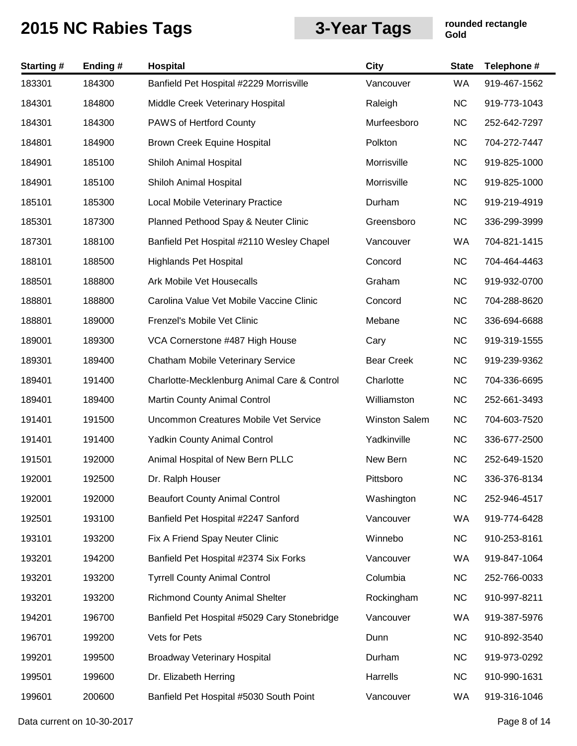# 2015 NC Rabies Tags

## 3-Year Tags

**rounded rectangle**
**Gold**

| Starting # | Ending # | Hospital | City | State | Telephone # |
|---|---|---|---|---|---|
| 183301 | 184300 | Banfield Pet Hospital #2229 Morrisville | Vancouver | WA | 919-467-1562 |
| 184301 | 184800 | Middle Creek Veterinary Hospital | Raleigh | NC | 919-773-1043 |
| 184301 | 184300 | PAWS of Hertford County | Murfeesboro | NC | 252-642-7297 |
| 184801 | 184900 | Brown Creek Equine Hospital | Polkton | NC | 704-272-7447 |
| 184901 | 185100 | Shiloh Animal Hospital | Morrisville | NC | 919-825-1000 |
| 184901 | 185100 | Shiloh Animal Hospital | Morrisville | NC | 919-825-1000 |
| 185101 | 185300 | Local Mobile Veterinary Practice | Durham | NC | 919-219-4919 |
| 185301 | 187300 | Planned Pethood Spay & Neuter Clinic | Greensboro | NC | 336-299-3999 |
| 187301 | 188100 | Banfield Pet Hospital #2110 Wesley Chapel | Vancouver | WA | 704-821-1415 |
| 188101 | 188500 | Highlands Pet Hospital | Concord | NC | 704-464-4463 |
| 188501 | 188800 | Ark Mobile Vet Housecalls | Graham | NC | 919-932-0700 |
| 188801 | 188800 | Carolina Value Vet Mobile Vaccine Clinic | Concord | NC | 704-288-8620 |
| 188801 | 189000 | Frenzel's Mobile Vet Clinic | Mebane | NC | 336-694-6688 |
| 189001 | 189300 | VCA Cornerstone #487 High House | Cary | NC | 919-319-1555 |
| 189301 | 189400 | Chatham Mobile Veterinary Service | Bear Creek | NC | 919-239-9362 |
| 189401 | 191400 | Charlotte-Mecklenburg Animal Care & Control | Charlotte | NC | 704-336-6695 |
| 189401 | 189400 | Martin County Animal Control | Williamston | NC | 252-661-3493 |
| 191401 | 191500 | Uncommon Creatures Mobile Vet Service | Winston Salem | NC | 704-603-7520 |
| 191401 | 191400 | Yadkin County Animal Control | Yadkinville | NC | 336-677-2500 |
| 191501 | 192000 | Animal Hospital of New Bern PLLC | New Bern | NC | 252-649-1520 |
| 192001 | 192500 | Dr. Ralph Houser | Pittsboro | NC | 336-376-8134 |
| 192001 | 192000 | Beaufort County Animal Control | Washington | NC | 252-946-4517 |
| 192501 | 193100 | Banfield Pet Hospital #2247 Sanford | Vancouver | WA | 919-774-6428 |
| 193101 | 193200 | Fix A Friend Spay Neuter Clinic | Winnebo | NC | 910-253-8161 |
| 193201 | 194200 | Banfield Pet Hospital #2374 Six Forks | Vancouver | WA | 919-847-1064 |
| 193201 | 193200 | Tyrrell County Animal Control | Columbia | NC | 252-766-0033 |
| 193201 | 193200 | Richmond County Animal Shelter | Rockingham | NC | 910-997-8211 |
| 194201 | 196700 | Banfield Pet Hospital #5029 Cary Stonebridge | Vancouver | WA | 919-387-5976 |
| 196701 | 199200 | Vets for Pets | Dunn | NC | 910-892-3540 |
| 199201 | 199500 | Broadway Veterinary Hospital | Durham | NC | 919-973-0292 |
| 199501 | 199600 | Dr. Elizabeth Herring | Harrells | NC | 910-990-1631 |
| 199601 | 200600 | Banfield Pet Hospital #5030 South Point | Vancouver | WA | 919-316-1046 |

Data current on 10-30-2017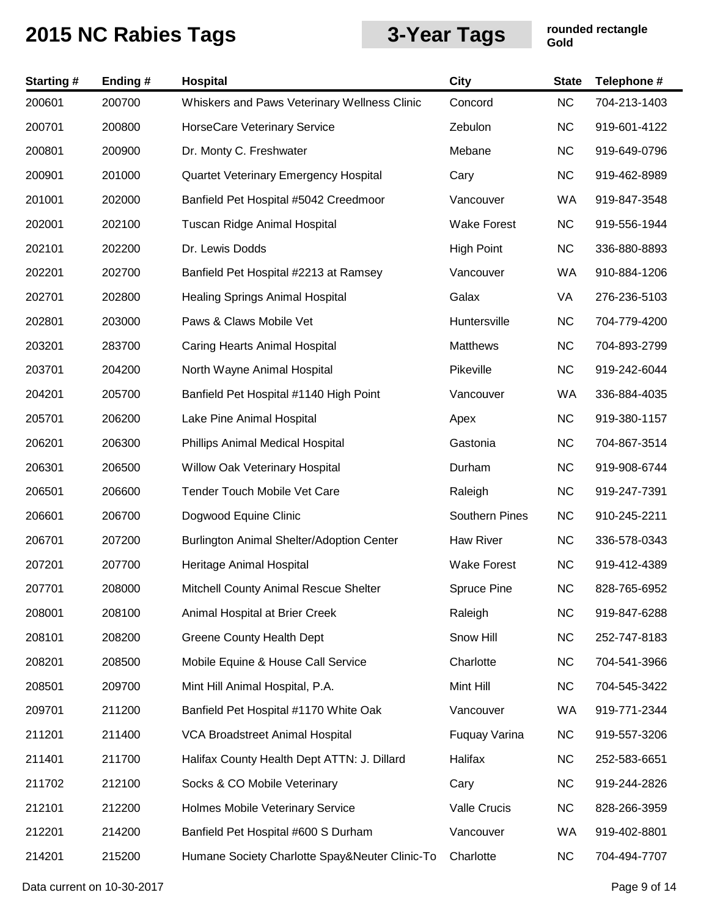# 2015 NC Rabies Tags

## 3-Year Tags

**rounded rectangle**
**Gold**

| Starting # | Ending # | Hospital | City | State | Telephone # |
|---|---|---|---|---|---|
| 200601 | 200700 | Whiskers and Paws Veterinary Wellness Clinic | Concord | NC | 704-213-1403 |
| 200701 | 200800 | HorseCare Veterinary Service | Zebulon | NC | 919-601-4122 |
| 200801 | 200900 | Dr. Monty C. Freshwater | Mebane | NC | 919-649-0796 |
| 200901 | 201000 | Quartet Veterinary Emergency Hospital | Cary | NC | 919-462-8989 |
| 201001 | 202000 | Banfield Pet Hospital #5042 Creedmoor | Vancouver | WA | 919-847-3548 |
| 202001 | 202100 | Tuscan Ridge Animal Hospital | Wake Forest | NC | 919-556-1944 |
| 202101 | 202200 | Dr. Lewis Dodds | High Point | NC | 336-880-8893 |
| 202201 | 202700 | Banfield Pet Hospital #2213 at Ramsey | Vancouver | WA | 910-884-1206 |
| 202701 | 202800 | Healing Springs Animal Hospital | Galax | VA | 276-236-5103 |
| 202801 | 203000 | Paws & Claws Mobile Vet | Huntersville | NC | 704-779-4200 |
| 203201 | 283700 | Caring Hearts Animal Hospital | Matthews | NC | 704-893-2799 |
| 203701 | 204200 | North Wayne Animal Hospital | Pikeville | NC | 919-242-6044 |
| 204201 | 205700 | Banfield Pet Hospital #1140 High Point | Vancouver | WA | 336-884-4035 |
| 205701 | 206200 | Lake Pine Animal Hospital | Apex | NC | 919-380-1157 |
| 206201 | 206300 | Phillips Animal Medical Hospital | Gastonia | NC | 704-867-3514 |
| 206301 | 206500 | Willow Oak Veterinary Hospital | Durham | NC | 919-908-6744 |
| 206501 | 206600 | Tender Touch Mobile Vet Care | Raleigh | NC | 919-247-7391 |
| 206601 | 206700 | Dogwood Equine Clinic | Southern Pines | NC | 910-245-2211 |
| 206701 | 207200 | Burlington Animal Shelter/Adoption Center | Haw River | NC | 336-578-0343 |
| 207201 | 207700 | Heritage Animal Hospital | Wake Forest | NC | 919-412-4389 |
| 207701 | 208000 | Mitchell County Animal Rescue Shelter | Spruce Pine | NC | 828-765-6952 |
| 208001 | 208100 | Animal Hospital at Brier Creek | Raleigh | NC | 919-847-6288 |
| 208101 | 208200 | Greene County Health Dept | Snow Hill | NC | 252-747-8183 |
| 208201 | 208500 | Mobile Equine & House Call Service | Charlotte | NC | 704-541-3966 |
| 208501 | 209700 | Mint Hill Animal Hospital, P.A. | Mint Hill | NC | 704-545-3422 |
| 209701 | 211200 | Banfield Pet Hospital #1170 White Oak | Vancouver | WA | 919-771-2344 |
| 211201 | 211400 | VCA Broadstreet Animal Hospital | Fuquay Varina | NC | 919-557-3206 |
| 211401 | 211700 | Halifax County Health Dept ATTN: J. Dillard | Halifax | NC | 252-583-6651 |
| 211702 | 212100 | Socks & CO Mobile Veterinary | Cary | NC | 919-244-2826 |
| 212101 | 212200 | Holmes Mobile Veterinary Service | Valle Crucis | NC | 828-266-3959 |
| 212201 | 214200 | Banfield Pet Hospital #600 S Durham | Vancouver | WA | 919-402-8801 |
| 214201 | 215200 | Humane Society Charlotte Spay&Neuter Clinic-To | Charlotte | NC | 704-494-7707 |

Data current on 10-30-2017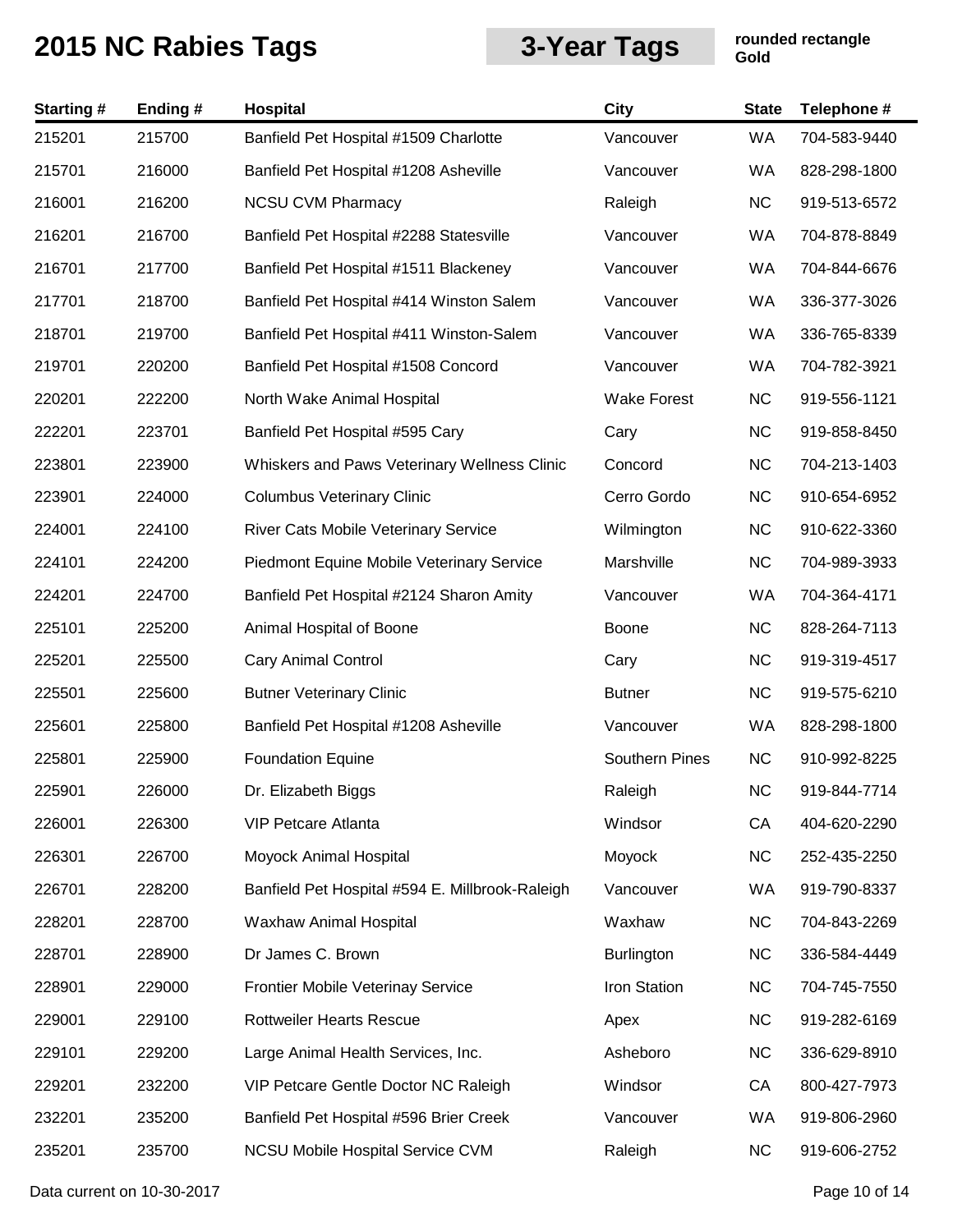# 2015 NC Rabies Tags

## 3-Year Tags

**rounded rectangle Gold**

| Starting # | Ending # | Hospital | City | State | Telephone # |
|---|---|---|---|---|---|
| 215201 | 215700 | Banfield Pet Hospital #1509 Charlotte | Vancouver | WA | 704-583-9440 |
| 215701 | 216000 | Banfield Pet Hospital #1208 Asheville | Vancouver | WA | 828-298-1800 |
| 216001 | 216200 | NCSU CVM Pharmacy | Raleigh | NC | 919-513-6572 |
| 216201 | 216700 | Banfield Pet Hospital #2288 Statesville | Vancouver | WA | 704-878-8849 |
| 216701 | 217700 | Banfield Pet Hospital #1511 Blackeney | Vancouver | WA | 704-844-6676 |
| 217701 | 218700 | Banfield Pet Hospital #414 Winston Salem | Vancouver | WA | 336-377-3026 |
| 218701 | 219700 | Banfield Pet Hospital #411 Winston-Salem | Vancouver | WA | 336-765-8339 |
| 219701 | 220200 | Banfield Pet Hospital #1508 Concord | Vancouver | WA | 704-782-3921 |
| 220201 | 222200 | North Wake Animal Hospital | Wake Forest | NC | 919-556-1121 |
| 222201 | 223701 | Banfield Pet Hospital #595 Cary | Cary | NC | 919-858-8450 |
| 223801 | 223900 | Whiskers and Paws Veterinary Wellness Clinic | Concord | NC | 704-213-1403 |
| 223901 | 224000 | Columbus Veterinary Clinic | Cerro Gordo | NC | 910-654-6952 |
| 224001 | 224100 | River Cats Mobile Veterinary Service | Wilmington | NC | 910-622-3360 |
| 224101 | 224200 | Piedmont Equine Mobile Veterinary Service | Marshville | NC | 704-989-3933 |
| 224201 | 224700 | Banfield Pet Hospital #2124 Sharon Amity | Vancouver | WA | 704-364-4171 |
| 225101 | 225200 | Animal Hospital of Boone | Boone | NC | 828-264-7113 |
| 225201 | 225500 | Cary Animal Control | Cary | NC | 919-319-4517 |
| 225501 | 225600 | Butner Veterinary Clinic | Butner | NC | 919-575-6210 |
| 225601 | 225800 | Banfield Pet Hospital #1208 Asheville | Vancouver | WA | 828-298-1800 |
| 225801 | 225900 | Foundation Equine | Southern Pines | NC | 910-992-8225 |
| 225901 | 226000 | Dr. Elizabeth Biggs | Raleigh | NC | 919-844-7714 |
| 226001 | 226300 | VIP Petcare Atlanta | Windsor | CA | 404-620-2290 |
| 226301 | 226700 | Moyock Animal Hospital | Moyock | NC | 252-435-2250 |
| 226701 | 228200 | Banfield Pet Hospital #594 E. Millbrook-Raleigh | Vancouver | WA | 919-790-8337 |
| 228201 | 228700 | Waxhaw Animal Hospital | Waxhaw | NC | 704-843-2269 |
| 228701 | 228900 | Dr James C. Brown | Burlington | NC | 336-584-4449 |
| 228901 | 229000 | Frontier Mobile Veterinay Service | Iron Station | NC | 704-745-7550 |
| 229001 | 229100 | Rottweiler Hearts Rescue | Apex | NC | 919-282-6169 |
| 229101 | 229200 | Large Animal Health Services, Inc. | Asheboro | NC | 336-629-8910 |
| 229201 | 232200 | VIP Petcare Gentle Doctor NC Raleigh | Windsor | CA | 800-427-7973 |
| 232201 | 235200 | Banfield Pet Hospital #596 Brier Creek | Vancouver | WA | 919-806-2960 |
| 235201 | 235700 | NCSU Mobile Hospital Service CVM | Raleigh | NC | 919-606-2752 |

Data current on 10-30-2017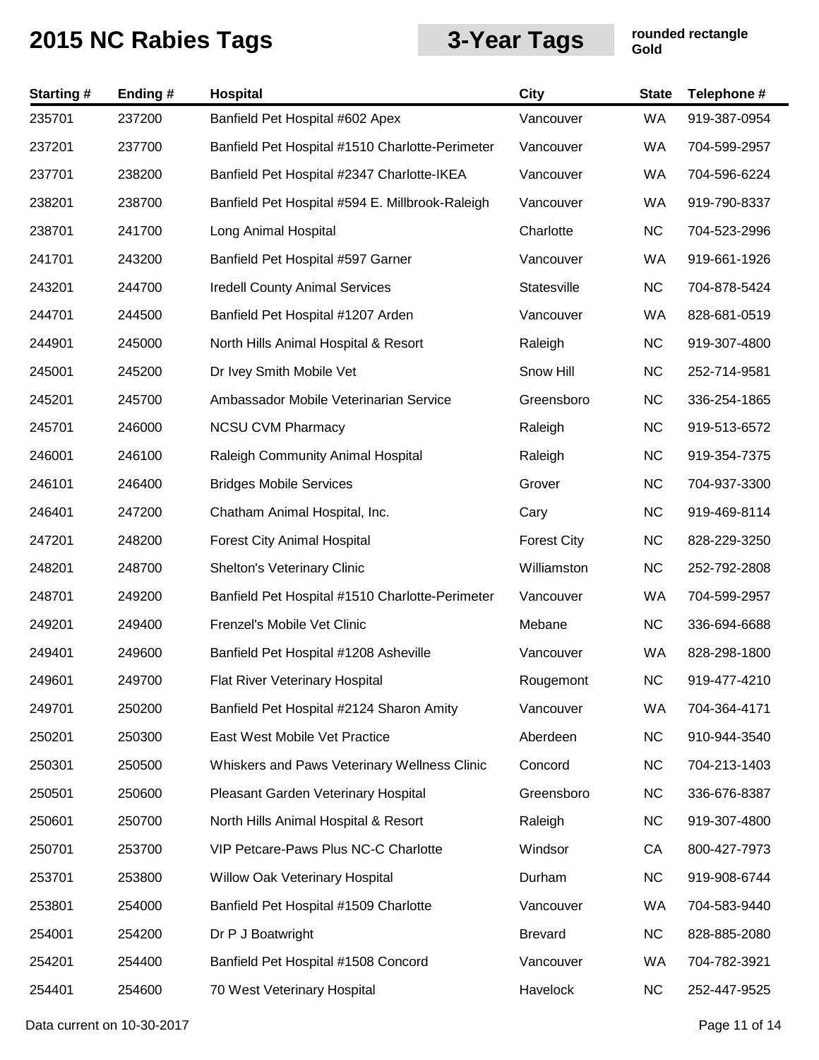# 2015 NC Rabies Tags

**3-Year Tags**

**rounded rectangle**
**Gold**

| Starting # | Ending # | Hospital | City | State | Telephone # |
|---|---|---|---|---|---|
| 235701 | 237200 | Banfield Pet Hospital #602 Apex | Vancouver | WA | 919-387-0954 |
| 237201 | 237700 | Banfield Pet Hospital #1510 Charlotte-Perimeter | Vancouver | WA | 704-599-2957 |
| 237701 | 238200 | Banfield Pet Hospital #2347 Charlotte-IKEA | Vancouver | WA | 704-596-6224 |
| 238201 | 238700 | Banfield Pet Hospital #594 E. Millbrook-Raleigh | Vancouver | WA | 919-790-8337 |
| 238701 | 241700 | Long Animal Hospital | Charlotte | NC | 704-523-2996 |
| 241701 | 243200 | Banfield Pet Hospital #597 Garner | Vancouver | WA | 919-661-1926 |
| 243201 | 244700 | Iredell County Animal Services | Statesville | NC | 704-878-5424 |
| 244701 | 244500 | Banfield Pet Hospital #1207 Arden | Vancouver | WA | 828-681-0519 |
| 244901 | 245000 | North Hills Animal Hospital & Resort | Raleigh | NC | 919-307-4800 |
| 245001 | 245200 | Dr Ivey Smith Mobile Vet | Snow Hill | NC | 252-714-9581 |
| 245201 | 245700 | Ambassador Mobile Veterinarian Service | Greensboro | NC | 336-254-1865 |
| 245701 | 246000 | NCSU CVM Pharmacy | Raleigh | NC | 919-513-6572 |
| 246001 | 246100 | Raleigh Community Animal Hospital | Raleigh | NC | 919-354-7375 |
| 246101 | 246400 | Bridges Mobile Services | Grover | NC | 704-937-3300 |
| 246401 | 247200 | Chatham Animal Hospital, Inc. | Cary | NC | 919-469-8114 |
| 247201 | 248200 | Forest City Animal Hospital | Forest City | NC | 828-229-3250 |
| 248201 | 248700 | Shelton's Veterinary Clinic | Williamston | NC | 252-792-2808 |
| 248701 | 249200 | Banfield Pet Hospital #1510 Charlotte-Perimeter | Vancouver | WA | 704-599-2957 |
| 249201 | 249400 | Frenzel's Mobile Vet Clinic | Mebane | NC | 336-694-6688 |
| 249401 | 249600 | Banfield Pet Hospital #1208 Asheville | Vancouver | WA | 828-298-1800 |
| 249601 | 249700 | Flat River Veterinary Hospital | Rougemont | NC | 919-477-4210 |
| 249701 | 250200 | Banfield Pet Hospital #2124 Sharon Amity | Vancouver | WA | 704-364-4171 |
| 250201 | 250300 | East West Mobile Vet Practice | Aberdeen | NC | 910-944-3540 |
| 250301 | 250500 | Whiskers and Paws Veterinary Wellness Clinic | Concord | NC | 704-213-1403 |
| 250501 | 250600 | Pleasant Garden Veterinary Hospital | Greensboro | NC | 336-676-8387 |
| 250601 | 250700 | North Hills Animal Hospital & Resort | Raleigh | NC | 919-307-4800 |
| 250701 | 253700 | VIP Petcare-Paws Plus NC-C Charlotte | Windsor | CA | 800-427-7973 |
| 253701 | 253800 | Willow Oak Veterinary Hospital | Durham | NC | 919-908-6744 |
| 253801 | 254000 | Banfield Pet Hospital #1509 Charlotte | Vancouver | WA | 704-583-9440 |
| 254001 | 254200 | Dr P J Boatwright | Brevard | NC | 828-885-2080 |
| 254201 | 254400 | Banfield Pet Hospital #1508 Concord | Vancouver | WA | 704-782-3921 |
| 254401 | 254600 | 70 West Veterinary Hospital | Havelock | NC | 252-447-9525 |

Data current on 10-30-2017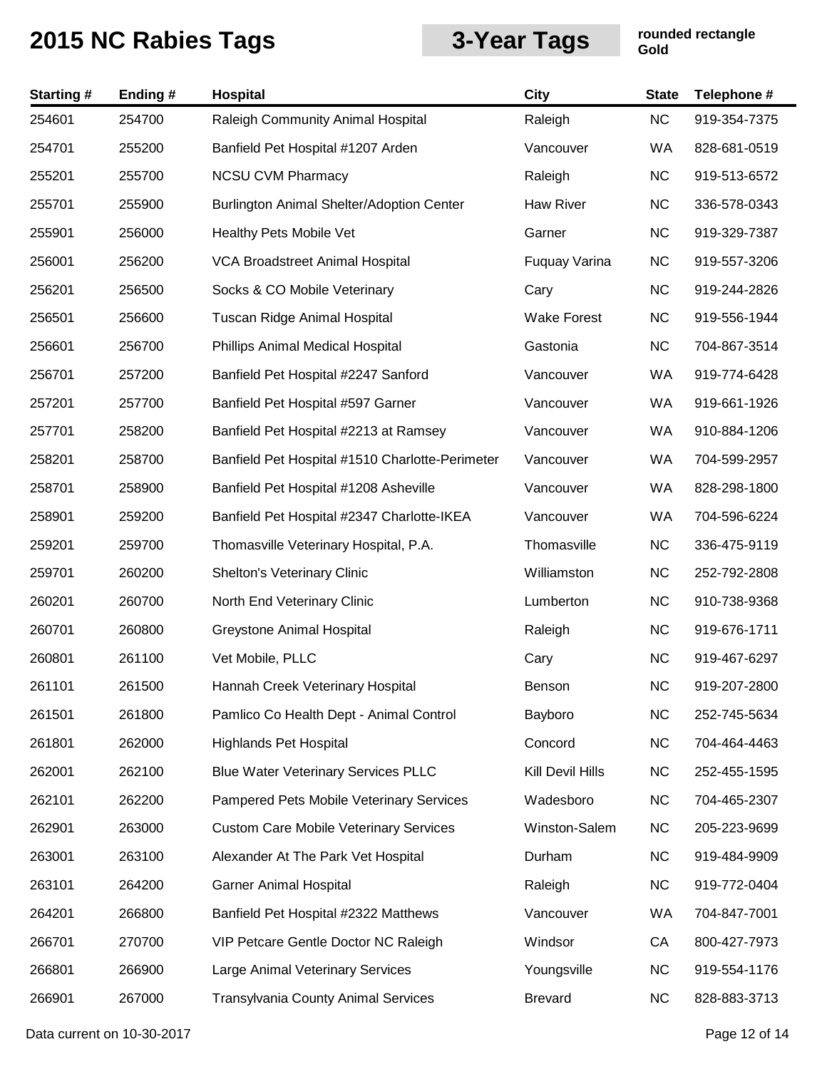# 2015 NC Rabies Tags

## 3-Year Tags

**rounded rectangle Gold**

| Starting # | Ending # | Hospital | City | State | Telephone # |
|---|---|---|---|---|---|
| 254601 | 254700 | Raleigh Community Animal Hospital | Raleigh | NC | 919-354-7375 |
| 254701 | 255200 | Banfield Pet Hospital #1207 Arden | Vancouver | WA | 828-681-0519 |
| 255201 | 255700 | NCSU CVM Pharmacy | Raleigh | NC | 919-513-6572 |
| 255701 | 255900 | Burlington Animal Shelter/Adoption Center | Haw River | NC | 336-578-0343 |
| 255901 | 256000 | Healthy Pets Mobile Vet | Garner | NC | 919-329-7387 |
| 256001 | 256200 | VCA Broadstreet Animal Hospital | Fuquay Varina | NC | 919-557-3206 |
| 256201 | 256500 | Socks & CO Mobile Veterinary | Cary | NC | 919-244-2826 |
| 256501 | 256600 | Tuscan Ridge Animal Hospital | Wake Forest | NC | 919-556-1944 |
| 256601 | 256700 | Phillips Animal Medical Hospital | Gastonia | NC | 704-867-3514 |
| 256701 | 257200 | Banfield Pet Hospital #2247 Sanford | Vancouver | WA | 919-774-6428 |
| 257201 | 257700 | Banfield Pet Hospital #597 Garner | Vancouver | WA | 919-661-1926 |
| 257701 | 258200 | Banfield Pet Hospital #2213 at Ramsey | Vancouver | WA | 910-884-1206 |
| 258201 | 258700 | Banfield Pet Hospital #1510 Charlotte-Perimeter | Vancouver | WA | 704-599-2957 |
| 258701 | 258900 | Banfield Pet Hospital #1208 Asheville | Vancouver | WA | 828-298-1800 |
| 258901 | 259200 | Banfield Pet Hospital #2347 Charlotte-IKEA | Vancouver | WA | 704-596-6224 |
| 259201 | 259700 | Thomasville Veterinary Hospital, P.A. | Thomasville | NC | 336-475-9119 |
| 259701 | 260200 | Shelton's Veterinary Clinic | Williamston | NC | 252-792-2808 |
| 260201 | 260700 | North End Veterinary Clinic | Lumberton | NC | 910-738-9368 |
| 260701 | 260800 | Greystone Animal Hospital | Raleigh | NC | 919-676-1711 |
| 260801 | 261100 | Vet Mobile, PLLC | Cary | NC | 919-467-6297 |
| 261101 | 261500 | Hannah Creek Veterinary Hospital | Benson | NC | 919-207-2800 |
| 261501 | 261800 | Pamlico Co Health Dept - Animal Control | Bayboro | NC | 252-745-5634 |
| 261801 | 262000 | Highlands Pet Hospital | Concord | NC | 704-464-4463 |
| 262001 | 262100 | Blue Water Veterinary Services PLLC | Kill Devil Hills | NC | 252-455-1595 |
| 262101 | 262200 | Pampered Pets Mobile Veterinary Services | Wadesboro | NC | 704-465-2307 |
| 262901 | 263000 | Custom Care Mobile Veterinary Services | Winston-Salem | NC | 205-223-9699 |
| 263001 | 263100 | Alexander At The Park Vet Hospital | Durham | NC | 919-484-9909 |
| 263101 | 264200 | Garner Animal Hospital | Raleigh | NC | 919-772-0404 |
| 264201 | 266800 | Banfield Pet Hospital #2322 Matthews | Vancouver | WA | 704-847-7001 |
| 266701 | 270700 | VIP Petcare Gentle Doctor NC Raleigh | Windsor | CA | 800-427-7973 |
| 266801 | 266900 | Large Animal Veterinary Services | Youngsville | NC | 919-554-1176 |
| 266901 | 267000 | Transylvania County Animal Services | Brevard | NC | 828-883-3713 |

Data current on 10-30-2017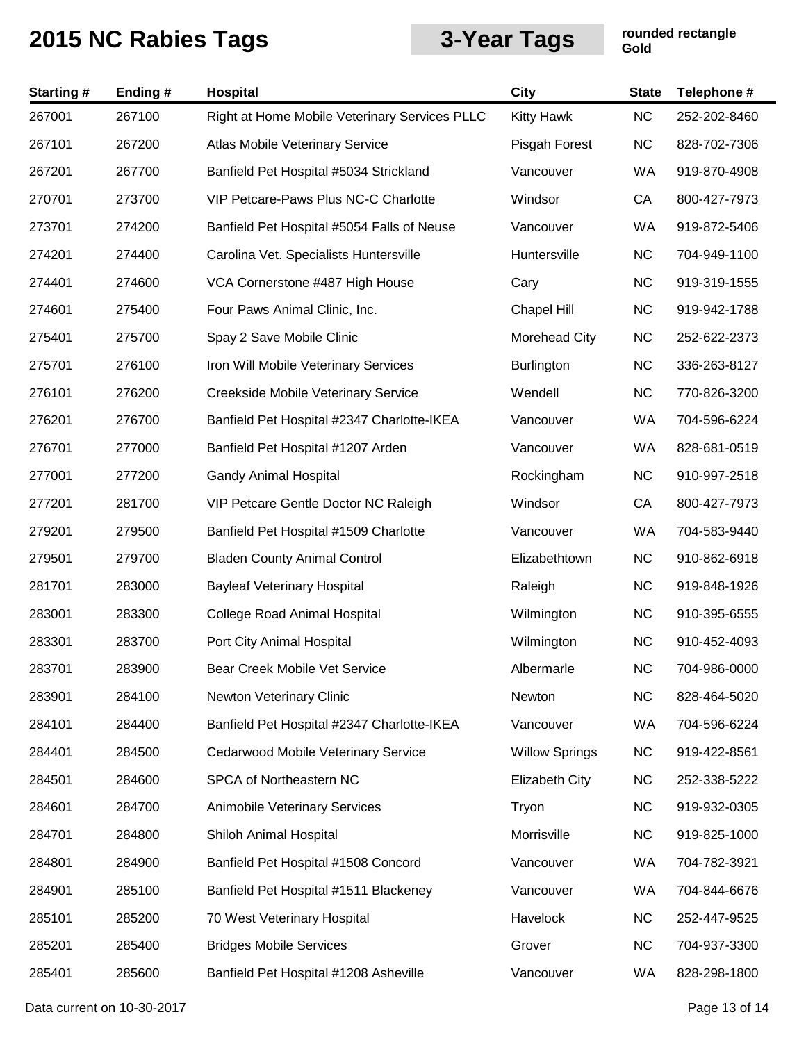# 2015 NC Rabies Tags

**3-Year Tags**

**rounded rectangle Gold**

| Starting # | Ending # | Hospital | City | State | Telephone # |
|---|---|---|---|---|---|
| 267001 | 267100 | Right at Home Mobile Veterinary Services PLLC | Kitty Hawk | NC | 252-202-8460 |
| 267101 | 267200 | Atlas Mobile Veterinary Service | Pisgah Forest | NC | 828-702-7306 |
| 267201 | 267700 | Banfield Pet Hospital #5034 Strickland | Vancouver | WA | 919-870-4908 |
| 270701 | 273700 | VIP Petcare-Paws Plus NC-C Charlotte | Windsor | CA | 800-427-7973 |
| 273701 | 274200 | Banfield Pet Hospital #5054 Falls of Neuse | Vancouver | WA | 919-872-5406 |
| 274201 | 274400 | Carolina Vet. Specialists Huntersville | Huntersville | NC | 704-949-1100 |
| 274401 | 274600 | VCA Cornerstone #487 High House | Cary | NC | 919-319-1555 |
| 274601 | 275400 | Four Paws Animal Clinic, Inc. | Chapel Hill | NC | 919-942-1788 |
| 275401 | 275700 | Spay 2 Save Mobile Clinic | Morehead City | NC | 252-622-2373 |
| 275701 | 276100 | Iron Will Mobile Veterinary Services | Burlington | NC | 336-263-8127 |
| 276101 | 276200 | Creekside Mobile Veterinary Service | Wendell | NC | 770-826-3200 |
| 276201 | 276700 | Banfield Pet Hospital #2347 Charlotte-IKEA | Vancouver | WA | 704-596-6224 |
| 276701 | 277000 | Banfield Pet Hospital #1207 Arden | Vancouver | WA | 828-681-0519 |
| 277001 | 277200 | Gandy Animal Hospital | Rockingham | NC | 910-997-2518 |
| 277201 | 281700 | VIP Petcare Gentle Doctor NC Raleigh | Windsor | CA | 800-427-7973 |
| 279201 | 279500 | Banfield Pet Hospital #1509 Charlotte | Vancouver | WA | 704-583-9440 |
| 279501 | 279700 | Bladen County Animal Control | Elizabethtown | NC | 910-862-6918 |
| 281701 | 283000 | Bayleaf Veterinary Hospital | Raleigh | NC | 919-848-1926 |
| 283001 | 283300 | College Road Animal Hospital | Wilmington | NC | 910-395-6555 |
| 283301 | 283700 | Port City Animal Hospital | Wilmington | NC | 910-452-4093 |
| 283701 | 283900 | Bear Creek Mobile Vet Service | Albermarle | NC | 704-986-0000 |
| 283901 | 284100 | Newton Veterinary Clinic | Newton | NC | 828-464-5020 |
| 284101 | 284400 | Banfield Pet Hospital #2347 Charlotte-IKEA | Vancouver | WA | 704-596-6224 |
| 284401 | 284500 | Cedarwood Mobile Veterinary Service | Willow Springs | NC | 919-422-8561 |
| 284501 | 284600 | SPCA of Northeastern NC | Elizabeth City | NC | 252-338-5222 |
| 284601 | 284700 | Animobile Veterinary Services | Tryon | NC | 919-932-0305 |
| 284701 | 284800 | Shiloh Animal Hospital | Morrisville | NC | 919-825-1000 |
| 284801 | 284900 | Banfield Pet Hospital #1508 Concord | Vancouver | WA | 704-782-3921 |
| 284901 | 285100 | Banfield Pet Hospital #1511 Blackeney | Vancouver | WA | 704-844-6676 |
| 285101 | 285200 | 70 West Veterinary Hospital | Havelock | NC | 252-447-9525 |
| 285201 | 285400 | Bridges Mobile Services | Grover | NC | 704-937-3300 |
| 285401 | 285600 | Banfield Pet Hospital #1208 Asheville | Vancouver | WA | 828-298-1800 |

Data current on 10-30-2017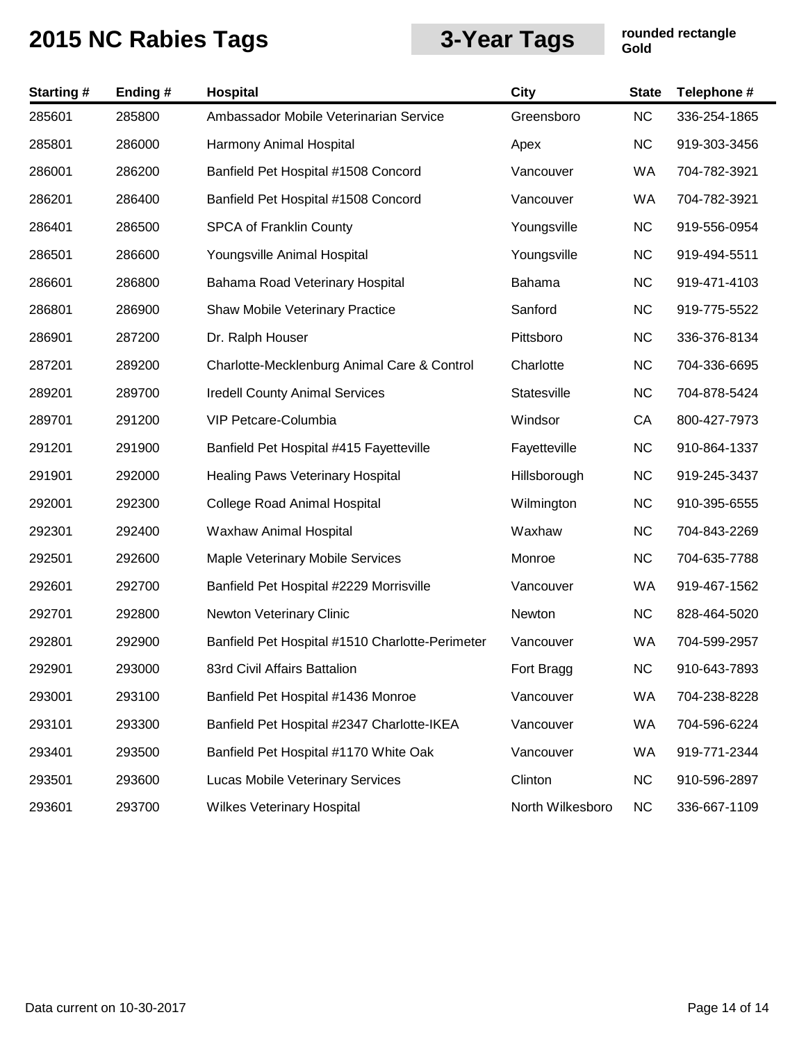# 2015 NC Rabies Tags

## 3-Year Tags

**rounded rectangle**
**Gold**

| Starting # | Ending # | Hospital | City | State | Telephone # |
|---|---|---|---|---|---|
| 285601 | 285800 | Ambassador Mobile Veterinarian Service | Greensboro | NC | 336-254-1865 |
| 285801 | 286000 | Harmony Animal Hospital | Apex | NC | 919-303-3456 |
| 286001 | 286200 | Banfield Pet Hospital #1508 Concord | Vancouver | WA | 704-782-3921 |
| 286201 | 286400 | Banfield Pet Hospital #1508 Concord | Vancouver | WA | 704-782-3921 |
| 286401 | 286500 | SPCA of Franklin County | Youngsville | NC | 919-556-0954 |
| 286501 | 286600 | Youngsville Animal Hospital | Youngsville | NC | 919-494-5511 |
| 286601 | 286800 | Bahama Road Veterinary Hospital | Bahama | NC | 919-471-4103 |
| 286801 | 286900 | Shaw Mobile Veterinary Practice | Sanford | NC | 919-775-5522 |
| 286901 | 287200 | Dr. Ralph Houser | Pittsboro | NC | 336-376-8134 |
| 287201 | 289200 | Charlotte-Mecklenburg Animal Care & Control | Charlotte | NC | 704-336-6695 |
| 289201 | 289700 | Iredell County Animal Services | Statesville | NC | 704-878-5424 |
| 289701 | 291200 | VIP Petcare-Columbia | Windsor | CA | 800-427-7973 |
| 291201 | 291900 | Banfield Pet Hospital #415 Fayetteville | Fayetteville | NC | 910-864-1337 |
| 291901 | 292000 | Healing Paws Veterinary Hospital | Hillsborough | NC | 919-245-3437 |
| 292001 | 292300 | College Road Animal Hospital | Wilmington | NC | 910-395-6555 |
| 292301 | 292400 | Waxhaw Animal Hospital | Waxhaw | NC | 704-843-2269 |
| 292501 | 292600 | Maple Veterinary Mobile Services | Monroe | NC | 704-635-7788 |
| 292601 | 292700 | Banfield Pet Hospital #2229 Morrisville | Vancouver | WA | 919-467-1562 |
| 292701 | 292800 | Newton Veterinary Clinic | Newton | NC | 828-464-5020 |
| 292801 | 292900 | Banfield Pet Hospital #1510 Charlotte-Perimeter | Vancouver | WA | 704-599-2957 |
| 292901 | 293000 | 83rd Civil Affairs Battalion | Fort Bragg | NC | 910-643-7893 |
| 293001 | 293100 | Banfield Pet Hospital #1436 Monroe | Vancouver | WA | 704-238-8228 |
| 293101 | 293300 | Banfield Pet Hospital #2347 Charlotte-IKEA | Vancouver | WA | 704-596-6224 |
| 293401 | 293500 | Banfield Pet Hospital #1170 White Oak | Vancouver | WA | 919-771-2344 |
| 293501 | 293600 | Lucas Mobile Veterinary Services | Clinton | NC | 910-596-2897 |
| 293601 | 293700 | Wilkes Veterinary Hospital | North Wilkesboro | NC | 336-667-1109 |

Data current on 10-30-2017